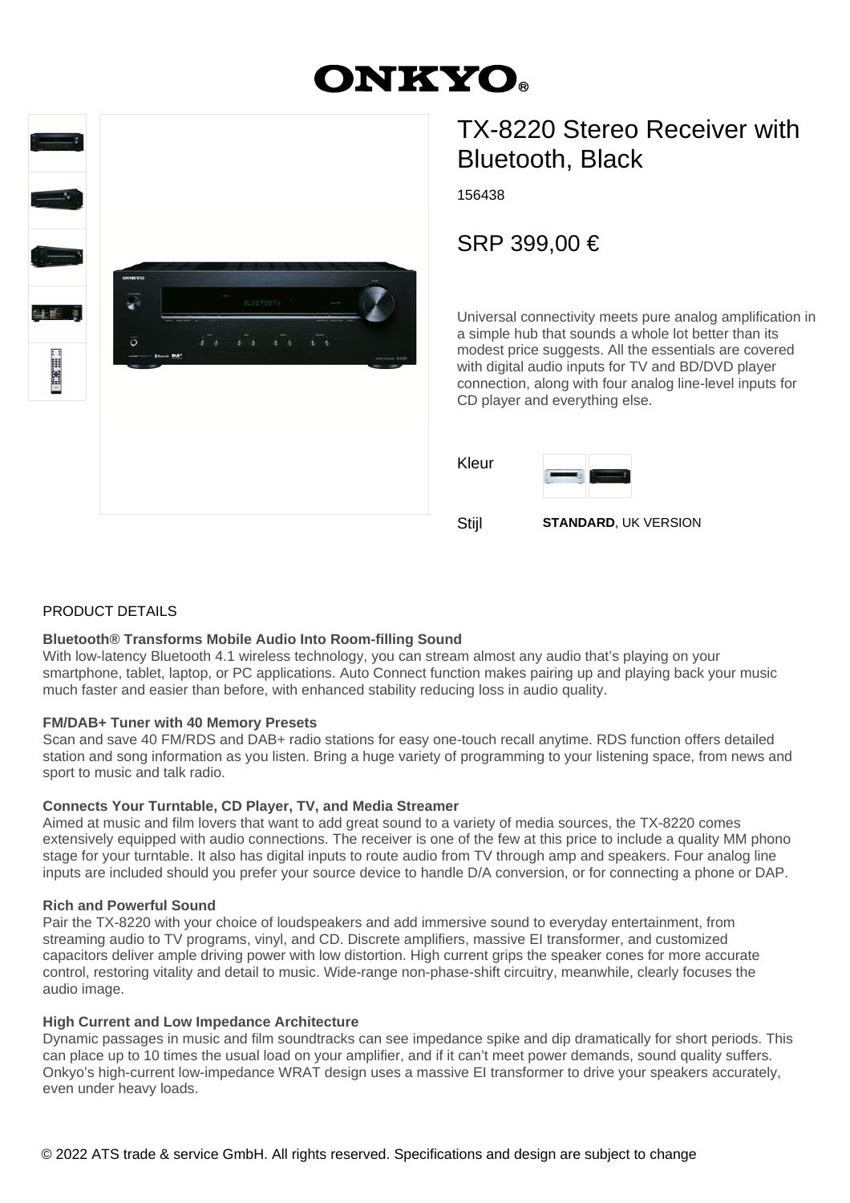ONKYO®

# TX-8220 Stereo Receiver with Bluetooth, Black

156438

SRP 399,00 €

Universal connectivity meets pure analog amplification in a simple hub that sounds a whole lot better than its modest price suggests. All the essentials are covered with digital audio inputs for TV and BD/DVD player connection, along with four analog line-level inputs for CD player and everything else.

Kleur

Stijl **STANDARD**, UK VERSION

## PRODUCT DETAILS

**Bluetooth® Transforms Mobile Audio Into Room-filling Sound**
With low-latency Bluetooth 4.1 wireless technology, you can stream almost any audio that's playing on your smartphone, tablet, laptop, or PC applications. Auto Connect function makes pairing up and playing back your music much faster and easier than before, with enhanced stability reducing loss in audio quality.

**FM/DAB+ Tuner with 40 Memory Presets**
Scan and save 40 FM/RDS and DAB+ radio stations for easy one-touch recall anytime. RDS function offers detailed station and song information as you listen. Bring a huge variety of programming to your listening space, from news and sport to music and talk radio.

**Connects Your Turntable, CD Player, TV, and Media Streamer**
Aimed at music and film lovers that want to add great sound to a variety of media sources, the TX-8220 comes extensively equipped with audio connections. The receiver is one of the few at this price to include a quality MM phono stage for your turntable. It also has digital inputs to route audio from TV through amp and speakers. Four analog line inputs are included should you prefer your source device to handle D/A conversion, or for connecting a phone or DAP.

**Rich and Powerful Sound**
Pair the TX-8220 with your choice of loudspeakers and add immersive sound to everyday entertainment, from streaming audio to TV programs, vinyl, and CD. Discrete amplifiers, massive EI transformer, and customized capacitors deliver ample driving power with low distortion. High current grips the speaker cones for more accurate control, restoring vitality and detail to music. Wide-range non-phase-shift circuitry, meanwhile, clearly focuses the audio image.

**High Current and Low Impedance Architecture**
Dynamic passages in music and film soundtracks can see impedance spike and dip dramatically for short periods. This can place up to 10 times the usual load on your amplifier, and if it can't meet power demands, sound quality suffers. Onkyo's high-current low-impedance WRAT design uses a massive EI transformer to drive your speakers accurately, even under heavy loads.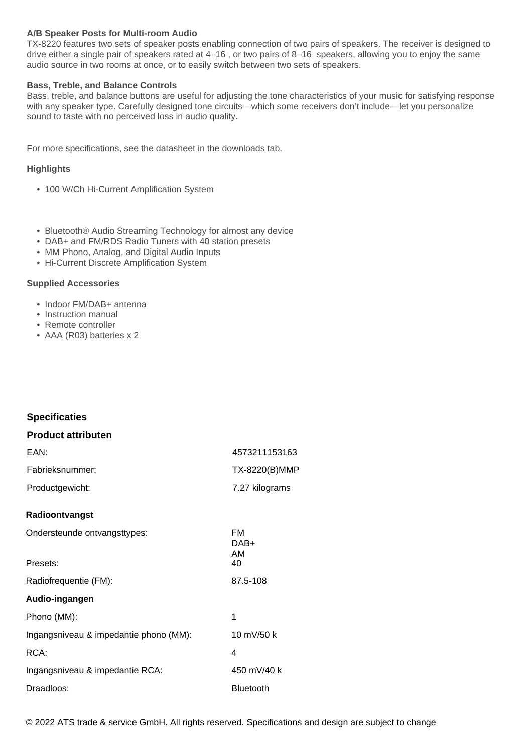**A/B Speaker Posts for Multi-room Audio**

TX-8220 features two sets of speaker posts enabling connection of two pairs of speakers. The receiver is designed to drive either a single pair of speakers rated at 4–16 , or two pairs of 8–16  speakers, allowing you to enjoy the same audio source in two rooms at once, or to easily switch between two sets of speakers.

**Bass, Treble, and Balance Controls**

Bass, treble, and balance buttons are useful for adjusting the tone characteristics of your music for satisfying response with any speaker type. Carefully designed tone circuits—which some receivers don't include—let you personalize sound to taste with no perceived loss in audio quality.

For more specifications, see the datasheet in the downloads tab.

**Highlights**

- 100 W/Ch Hi-Current Amplification System
- Bluetooth® Audio Streaming Technology for almost any device
- DAB+ and FM/RDS Radio Tuners with 40 station presets
- MM Phono, Analog, and Digital Audio Inputs
- Hi-Current Discrete Amplification System

**Supplied Accessories**

- Indoor FM/DAB+ antenna
- Instruction manual
- Remote controller
- AAA (R03) batteries x 2

## Specificaties

### Product attributen

| | |
|---|---|
| EAN: | 4573211153163 |
| Fabrieksnummer: | TX-8220(B)MMP |
| Productgewicht: | 7.27 kilograms |

### Radioontvangst

| | |
|---|---|
| Ondersteunde ontvangsttypes: | FM<br>DAB+<br>AM |
| Presets: | 40 |
| Radiofrequentie (FM): | 87.5-108 |

### Audio-ingangen

| | |
|---|---|
| Phono (MM): | 1 |
| Ingangsniveau & impedantie phono (MM): | 10 mV/50 k |
| RCA: | 4 |
| Ingangsniveau & impedantie RCA: | 450 mV/40 k |
| Draadloos: | Bluetooth |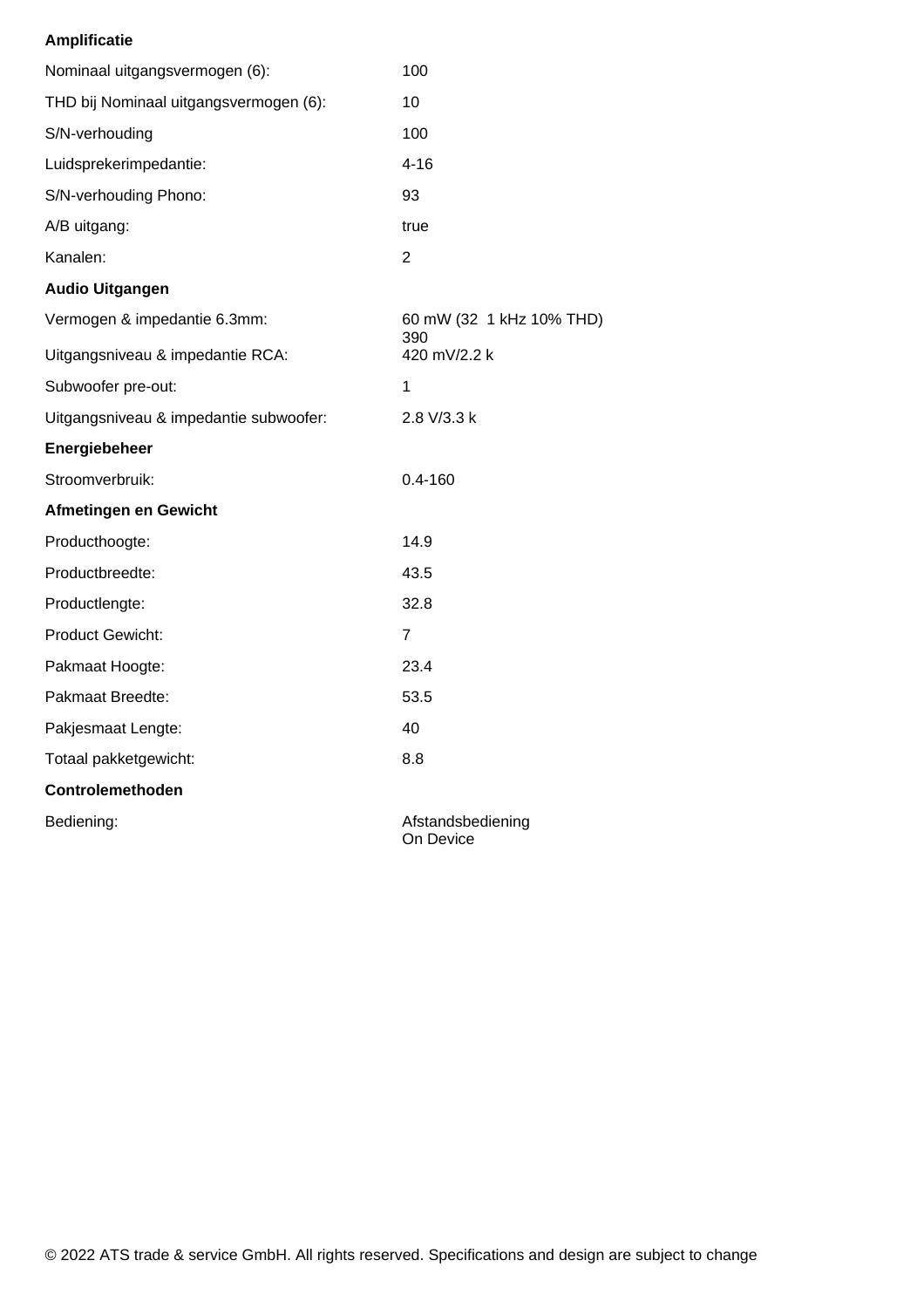**Amplificatie**

| | |
|---|---|
| Nominaal uitgangsvermogen (6): | 100 |
| THD bij Nominaal uitgangsvermogen (6): | 10 |
| S/N-verhouding | 100 |
| Luidsprekerimpedantie: | 4-16 |
| S/N-verhouding Phono: | 93 |
| A/B uitgang: | true |
| Kanalen: | 2 |

**Audio Uitgangen**

| | |
|---|---|
| Vermogen & impedantie 6.3mm: | 60 mW (32 1 kHz 10% THD) |
| Uitgangsniveau & impedantie RCA: | 390<br>420 mV/2.2 k |
| Subwoofer pre-out: | 1 |
| Uitgangsniveau & impedantie subwoofer: | 2.8 V/3.3 k |

**Energiebeheer**

| | |
|---|---|
| Stroomverbruik: | 0.4-160 |

**Afmetingen en Gewicht**

| | |
|---|---|
| Producthoogte: | 14.9 |
| Productbreedte: | 43.5 |
| Productlengte: | 32.8 |
| Product Gewicht: | 7 |
| Pakmaat Hoogte: | 23.4 |
| Pakmaat Breedte: | 53.5 |
| Pakjesmaat Lengte: | 40 |
| Totaal pakketgewicht: | 8.8 |

**Controlemethoden**

| | |
|---|---|
| Bediening: | Afstandsbediening<br>On Device |

© 2022 ATS trade & service GmbH. All rights reserved. Specifications and design are subject to change